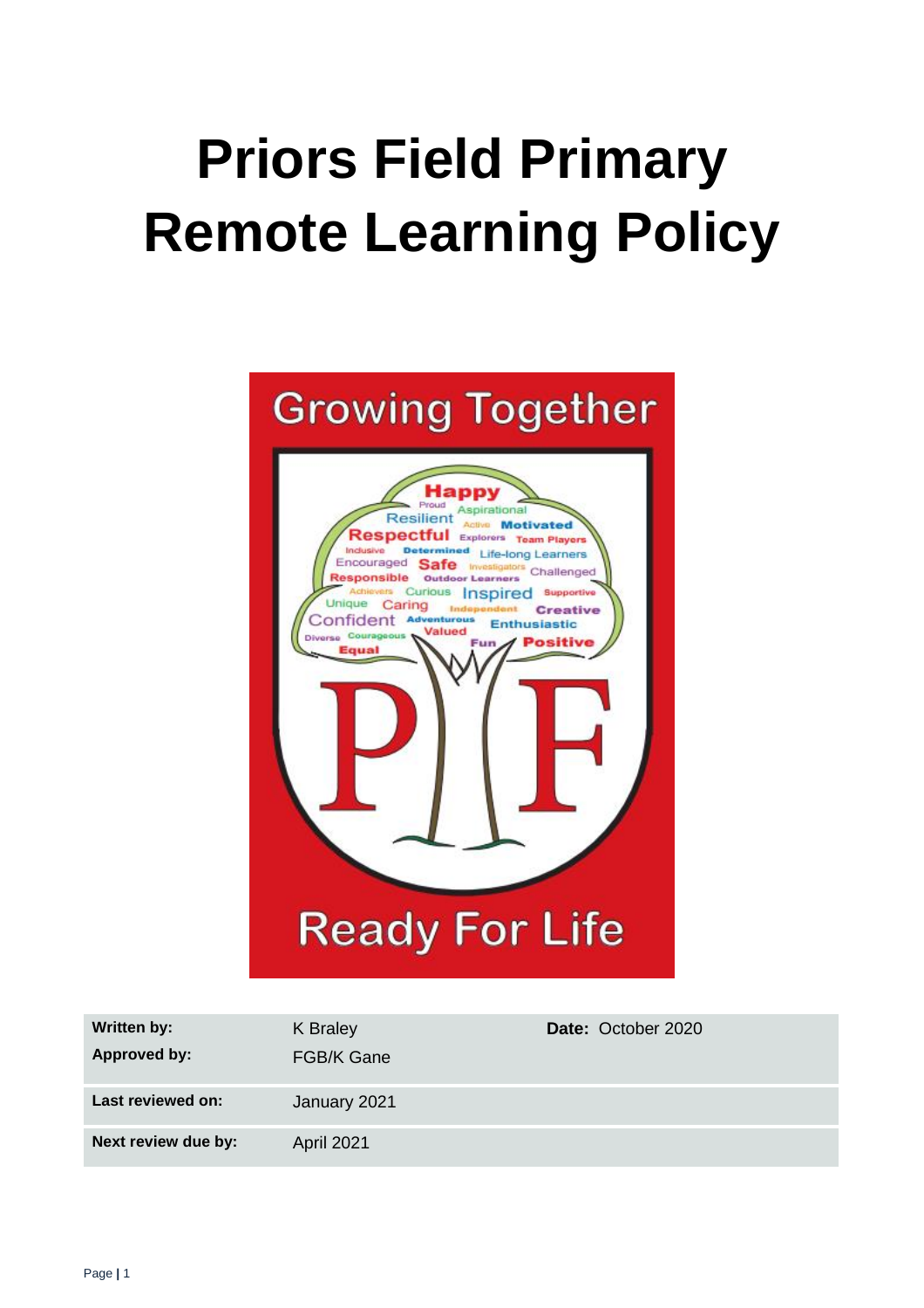# Priors Field Primary Remote Learning Policy

| **Written by:** | K Braley | **Date:** October 2020 |
|---|---|---|
| **Approved by:** | FGB/K Gane | |
| **Last reviewed on:** | January 2021 | |
| **Next review due by:** | April 2021 | |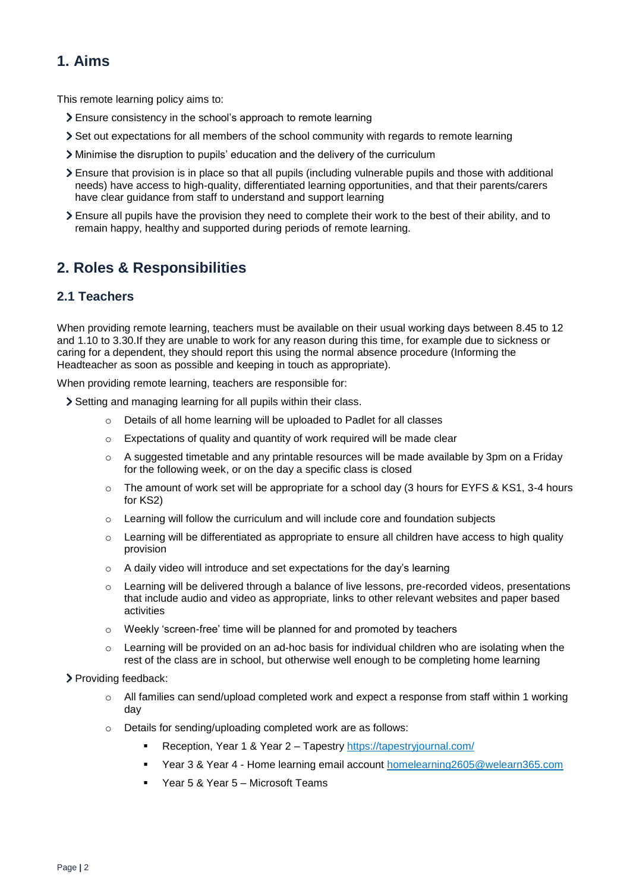## 1. Aims

This remote learning policy aims to:

- Ensure consistency in the school's approach to remote learning
- Set out expectations for all members of the school community with regards to remote learning
- Minimise the disruption to pupils' education and the delivery of the curriculum
- Ensure that provision is in place so that all pupils (including vulnerable pupils and those with additional needs) have access to high-quality, differentiated learning opportunities, and that their parents/carers have clear guidance from staff to understand and support learning
- Ensure all pupils have the provision they need to complete their work to the best of their ability, and to remain happy, healthy and supported during periods of remote learning.

## 2. Roles & Responsibilities

### 2.1 Teachers

When providing remote learning, teachers must be available on their usual working days between 8.45 to 12 and 1.10 to 3.30.If they are unable to work for any reason during this time, for example due to sickness or caring for a dependent, they should report this using the normal absence procedure (Informing the Headteacher as soon as possible and keeping in touch as appropriate).

When providing remote learning, teachers are responsible for:

- Setting and managing learning for all pupils within their class.
  - Details of all home learning will be uploaded to Padlet for all classes
  - Expectations of quality and quantity of work required will be made clear
  - A suggested timetable and any printable resources will be made available by 3pm on a Friday for the following week, or on the day a specific class is closed
  - The amount of work set will be appropriate for a school day (3 hours for EYFS & KS1, 3-4 hours for KS2)
  - Learning will follow the curriculum and will include core and foundation subjects
  - Learning will be differentiated as appropriate to ensure all children have access to high quality provision
  - A daily video will introduce and set expectations for the day's learning
  - Learning will be delivered through a balance of live lessons, pre-recorded videos, presentations that include audio and video as appropriate, links to other relevant websites and paper based activities
  - Weekly 'screen-free' time will be planned for and promoted by teachers
  - Learning will be provided on an ad-hoc basis for individual children who are isolating when the rest of the class are in school, but otherwise well enough to be completing home learning
- Providing feedback:
  - All families can send/upload completed work and expect a response from staff within 1 working day
  - Details for sending/uploading completed work are as follows:
    - Reception, Year 1 & Year 2 – Tapestry https://tapestryjournal.com/
    - Year 3 & Year 4 - Home learning email account homelearning2605@welearn365.com
    - Year 5 & Year 5 – Microsoft Teams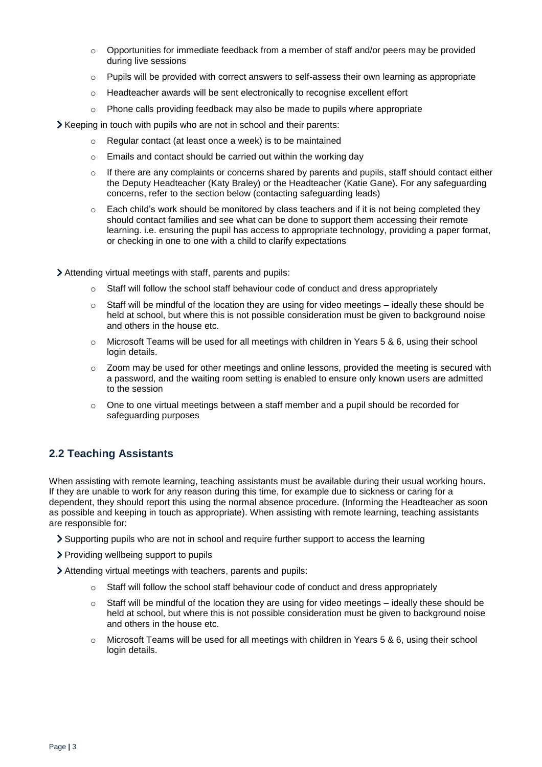- Opportunities for immediate feedback from a member of staff and/or peers may be provided during live sessions
  - Pupils will be provided with correct answers to self-assess their own learning as appropriate
  - Headteacher awards will be sent electronically to recognise excellent effort
  - Phone calls providing feedback may also be made to pupils where appropriate

- Keeping in touch with pupils who are not in school and their parents:
  - Regular contact (at least once a week) is to be maintained
  - Emails and contact should be carried out within the working day
  - If there are any complaints or concerns shared by parents and pupils, staff should contact either the Deputy Headteacher (Katy Braley) or the Headteacher (Katie Gane). For any safeguarding concerns, refer to the section below (contacting safeguarding leads)
  - Each child's work should be monitored by class teachers and if it is not being completed they should contact families and see what can be done to support them accessing their remote learning. i.e. ensuring the pupil has access to appropriate technology, providing a paper format, or checking in one to one with a child to clarify expectations

- Attending virtual meetings with staff, parents and pupils:
  - Staff will follow the school staff behaviour code of conduct and dress appropriately
  - Staff will be mindful of the location they are using for video meetings – ideally these should be held at school, but where this is not possible consideration must be given to background noise and others in the house etc.
  - Microsoft Teams will be used for all meetings with children in Years 5 & 6, using their school login details.
  - Zoom may be used for other meetings and online lessons, provided the meeting is secured with a password, and the waiting room setting is enabled to ensure only known users are admitted to the session
  - One to one virtual meetings between a staff member and a pupil should be recorded for safeguarding purposes

## 2.2 Teaching Assistants

When assisting with remote learning, teaching assistants must be available during their usual working hours. If they are unable to work for any reason during this time, for example due to sickness or caring for a dependent, they should report this using the normal absence procedure. (Informing the Headteacher as soon as possible and keeping in touch as appropriate). When assisting with remote learning, teaching assistants are responsible for:

- Supporting pupils who are not in school and require further support to access the learning
- Providing wellbeing support to pupils
- Attending virtual meetings with teachers, parents and pupils:
  - Staff will follow the school staff behaviour code of conduct and dress appropriately
  - Staff will be mindful of the location they are using for video meetings – ideally these should be held at school, but where this is not possible consideration must be given to background noise and others in the house etc.
  - Microsoft Teams will be used for all meetings with children in Years 5 & 6, using their school login details.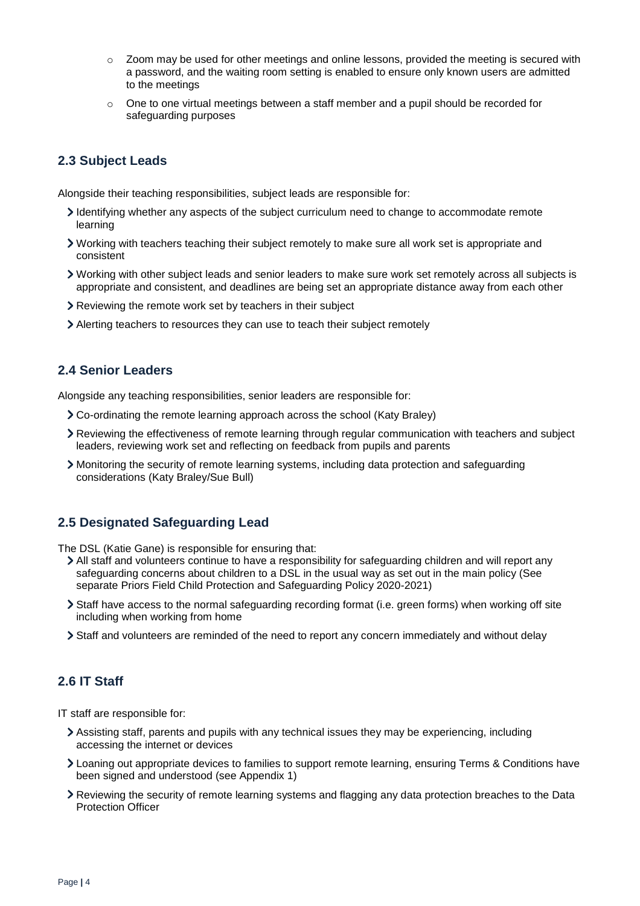- Zoom may be used for other meetings and online lessons, provided the meeting is secured with a password, and the waiting room setting is enabled to ensure only known users are admitted to the meetings
  - One to one virtual meetings between a staff member and a pupil should be recorded for safeguarding purposes

## 2.3 Subject Leads

Alongside their teaching responsibilities, subject leads are responsible for:

- Identifying whether any aspects of the subject curriculum need to change to accommodate remote learning
- Working with teachers teaching their subject remotely to make sure all work set is appropriate and consistent
- Working with other subject leads and senior leaders to make sure work set remotely across all subjects is appropriate and consistent, and deadlines are being set an appropriate distance away from each other
- Reviewing the remote work set by teachers in their subject
- Alerting teachers to resources they can use to teach their subject remotely

## 2.4 Senior Leaders

Alongside any teaching responsibilities, senior leaders are responsible for:

- Co-ordinating the remote learning approach across the school (Katy Braley)
- Reviewing the effectiveness of remote learning through regular communication with teachers and subject leaders, reviewing work set and reflecting on feedback from pupils and parents
- Monitoring the security of remote learning systems, including data protection and safeguarding considerations (Katy Braley/Sue Bull)

## 2.5 Designated Safeguarding Lead

The DSL (Katie Gane) is responsible for ensuring that:

- All staff and volunteers continue to have a responsibility for safeguarding children and will report any safeguarding concerns about children to a DSL in the usual way as set out in the main policy (See separate Priors Field Child Protection and Safeguarding Policy 2020-2021)
- Staff have access to the normal safeguarding recording format (i.e. green forms) when working off site including when working from home
- Staff and volunteers are reminded of the need to report any concern immediately and without delay

## 2.6 IT Staff

IT staff are responsible for:

- Assisting staff, parents and pupils with any technical issues they may be experiencing, including accessing the internet or devices
- Loaning out appropriate devices to families to support remote learning, ensuring Terms & Conditions have been signed and understood (see Appendix 1)
- Reviewing the security of remote learning systems and flagging any data protection breaches to the Data Protection Officer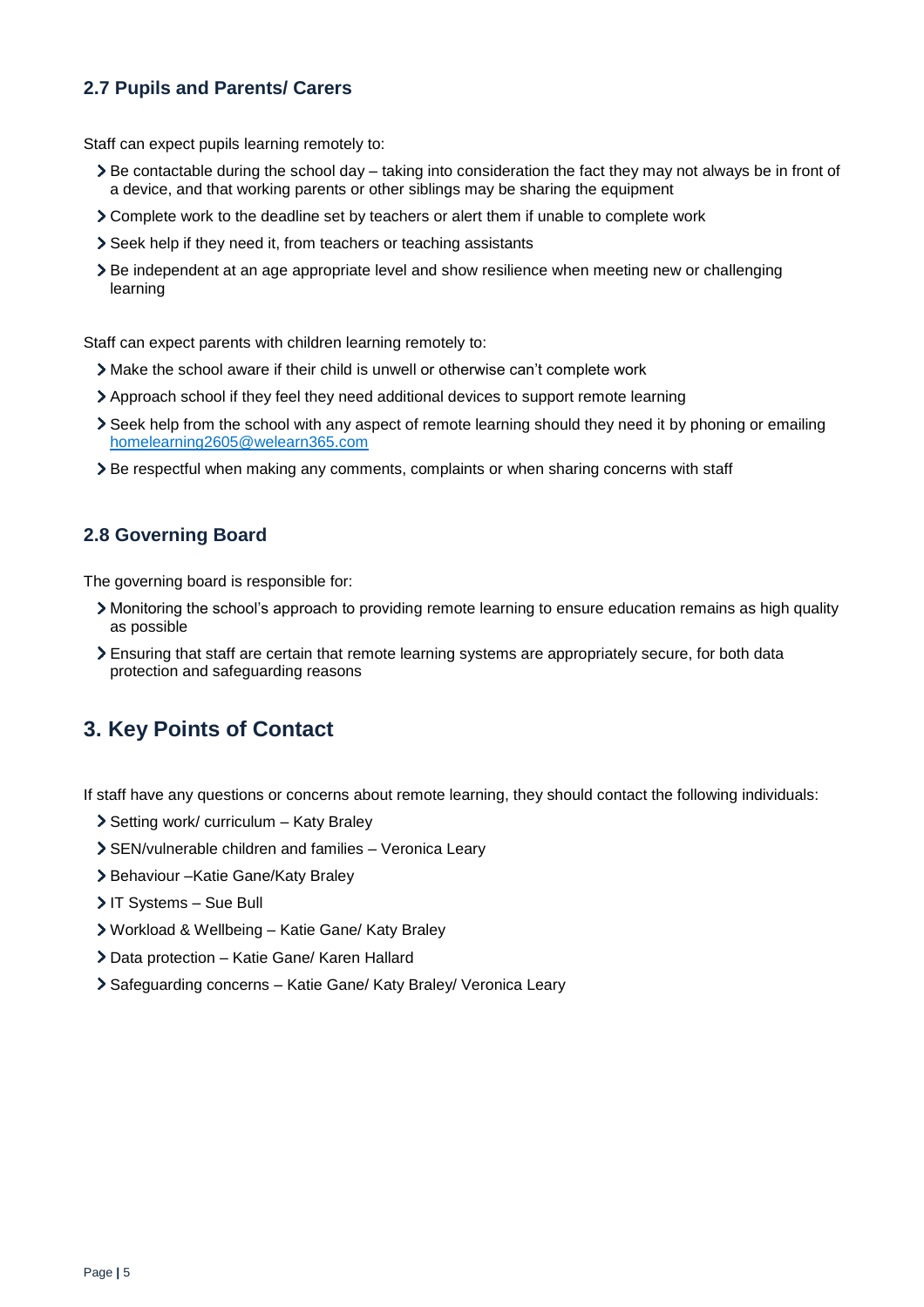### 2.7 Pupils and Parents/ Carers

Staff can expect pupils learning remotely to:

- Be contactable during the school day – taking into consideration the fact they may not always be in front of a device, and that working parents or other siblings may be sharing the equipment
- Complete work to the deadline set by teachers or alert them if unable to complete work
- Seek help if they need it, from teachers or teaching assistants
- Be independent at an age appropriate level and show resilience when meeting new or challenging learning

Staff can expect parents with children learning remotely to:

- Make the school aware if their child is unwell or otherwise can't complete work
- Approach school if they feel they need additional devices to support remote learning
- Seek help from the school with any aspect of remote learning should they need it by phoning or emailing homelearning2605@welearn365.com
- Be respectful when making any comments, complaints or when sharing concerns with staff

### 2.8 Governing Board

The governing board is responsible for:

- Monitoring the school's approach to providing remote learning to ensure education remains as high quality as possible
- Ensuring that staff are certain that remote learning systems are appropriately secure, for both data protection and safeguarding reasons

## 3. Key Points of Contact

If staff have any questions or concerns about remote learning, they should contact the following individuals:

- Setting work/ curriculum – Katy Braley
- SEN/vulnerable children and families – Veronica Leary
- Behaviour –Katie Gane/Katy Braley
- IT Systems – Sue Bull
- Workload & Wellbeing – Katie Gane/ Katy Braley
- Data protection – Katie Gane/ Karen Hallard
- Safeguarding concerns – Katie Gane/ Katy Braley/ Veronica Leary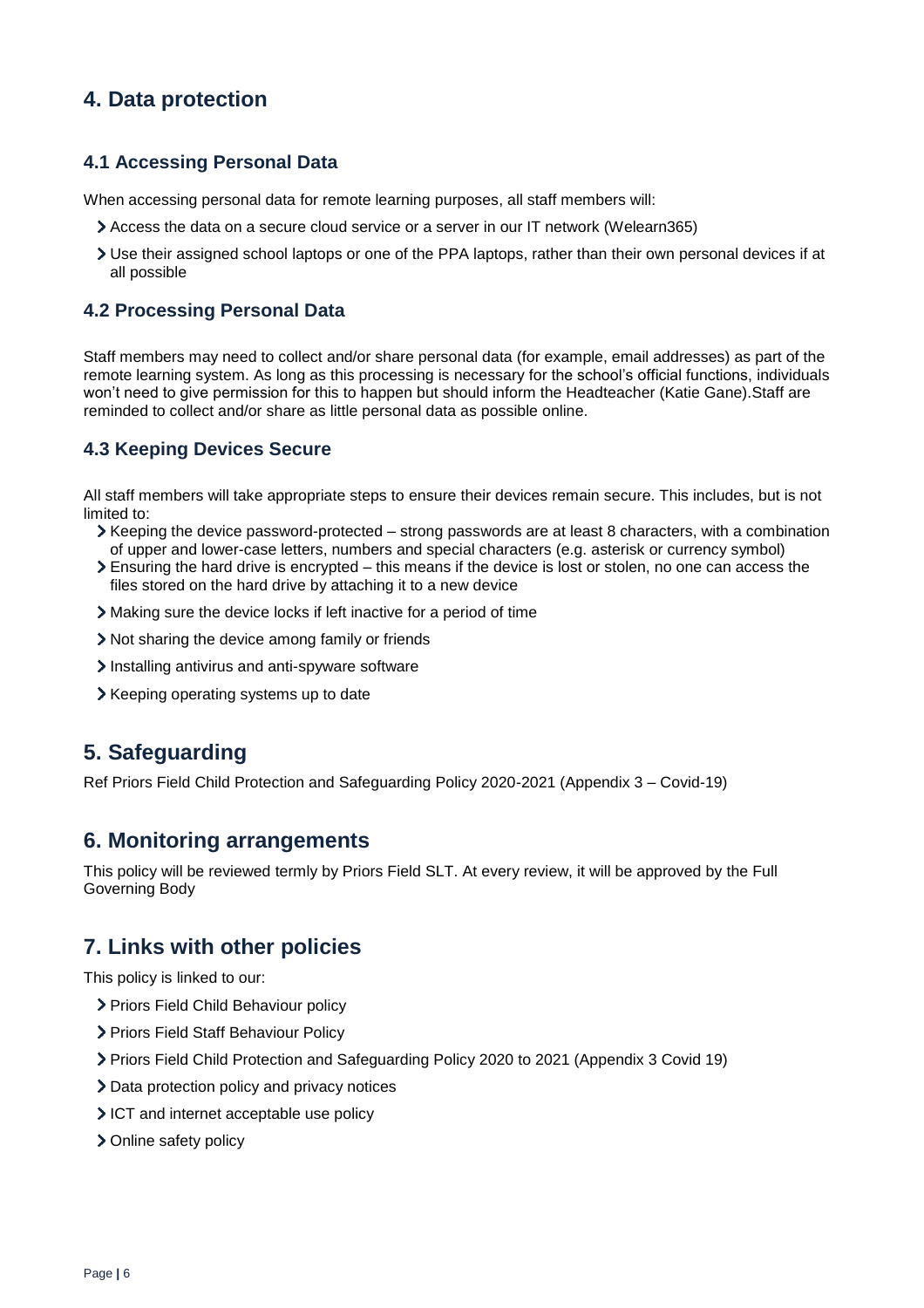## 4. Data protection

### 4.1 Accessing Personal Data

When accessing personal data for remote learning purposes, all staff members will:

- Access the data on a secure cloud service or a server in our IT network (Welearn365)
- Use their assigned school laptops or one of the PPA laptops, rather than their own personal devices if at all possible

### 4.2 Processing Personal Data

Staff members may need to collect and/or share personal data (for example, email addresses) as part of the remote learning system. As long as this processing is necessary for the school's official functions, individuals won't need to give permission for this to happen but should inform the Headteacher (Katie Gane).Staff are reminded to collect and/or share as little personal data as possible online.

### 4.3 Keeping Devices Secure

All staff members will take appropriate steps to ensure their devices remain secure. This includes, but is not limited to:

- Keeping the device password-protected – strong passwords are at least 8 characters, with a combination of upper and lower-case letters, numbers and special characters (e.g. asterisk or currency symbol)
- Ensuring the hard drive is encrypted – this means if the device is lost or stolen, no one can access the files stored on the hard drive by attaching it to a new device
- Making sure the device locks if left inactive for a period of time
- Not sharing the device among family or friends
- Installing antivirus and anti-spyware software
- Keeping operating systems up to date

## 5. Safeguarding

Ref Priors Field Child Protection and Safeguarding Policy 2020-2021 (Appendix 3 – Covid-19)

## 6. Monitoring arrangements

This policy will be reviewed termly by Priors Field SLT. At every review, it will be approved by the Full Governing Body

## 7. Links with other policies

This policy is linked to our:

- Priors Field Child Behaviour policy
- Priors Field Staff Behaviour Policy
- Priors Field Child Protection and Safeguarding Policy 2020 to 2021 (Appendix 3 Covid 19)
- Data protection policy and privacy notices
- ICT and internet acceptable use policy
- Online safety policy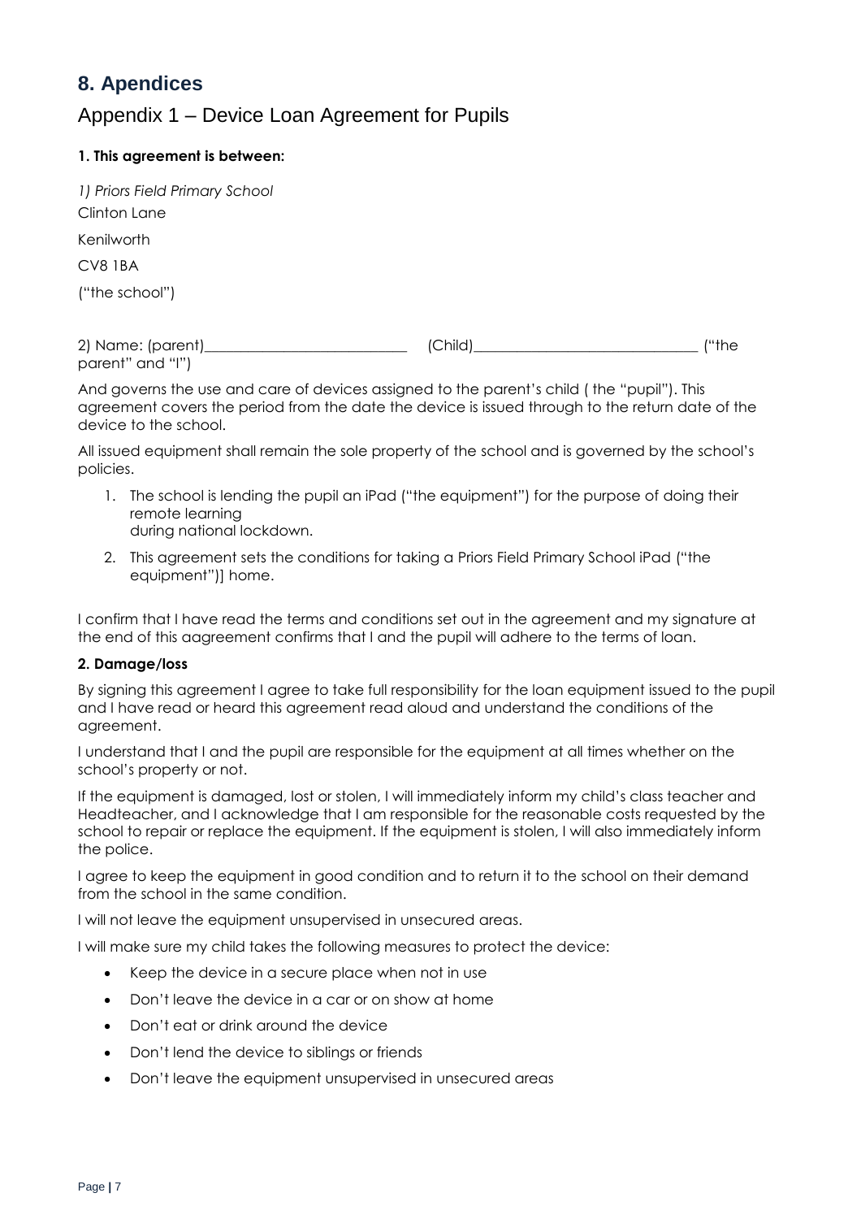## 8. Apendices

### Appendix 1 – Device Loan Agreement for Pupils

**1. This agreement is between:**

*1) Priors Field Primary School*

Clinton Lane

Kenilworth

CV8 1BA

("the school")

2) Name: (parent)___________________________ (Child)_____________________________ ("the parent" and "I")

And governs the use and care of devices assigned to the parent's child ( the "pupil"). This agreement covers the period from the date the device is issued through to the return date of the device to the school.

All issued equipment shall remain the sole property of the school and is governed by the school's policies.

1. The school is lending the pupil an iPad ("the equipment") for the purpose of doing their remote learning
   during national lockdown.
2. This agreement sets the conditions for taking a Priors Field Primary School iPad ("the equipment")] home.

I confirm that I have read the terms and conditions set out in the agreement and my signature at the end of this aagreement confirms that I and the pupil will adhere to the terms of loan.

**2. Damage/loss**

By signing this agreement I agree to take full responsibility for the loan equipment issued to the pupil and I have read or heard this agreement read aloud and understand the conditions of the agreement.

I understand that I and the pupil are responsible for the equipment at all times whether on the school's property or not.

If the equipment is damaged, lost or stolen, I will immediately inform my child's class teacher and Headteacher, and I acknowledge that I am responsible for the reasonable costs requested by the school to repair or replace the equipment. If the equipment is stolen, I will also immediately inform the police.

I agree to keep the equipment in good condition and to return it to the school on their demand from the school in the same condition.

I will not leave the equipment unsupervised in unsecured areas.

I will make sure my child takes the following measures to protect the device:

- Keep the device in a secure place when not in use
- Don't leave the device in a car or on show at home
- Don't eat or drink around the device
- Don't lend the device to siblings or friends
- Don't leave the equipment unsupervised in unsecured areas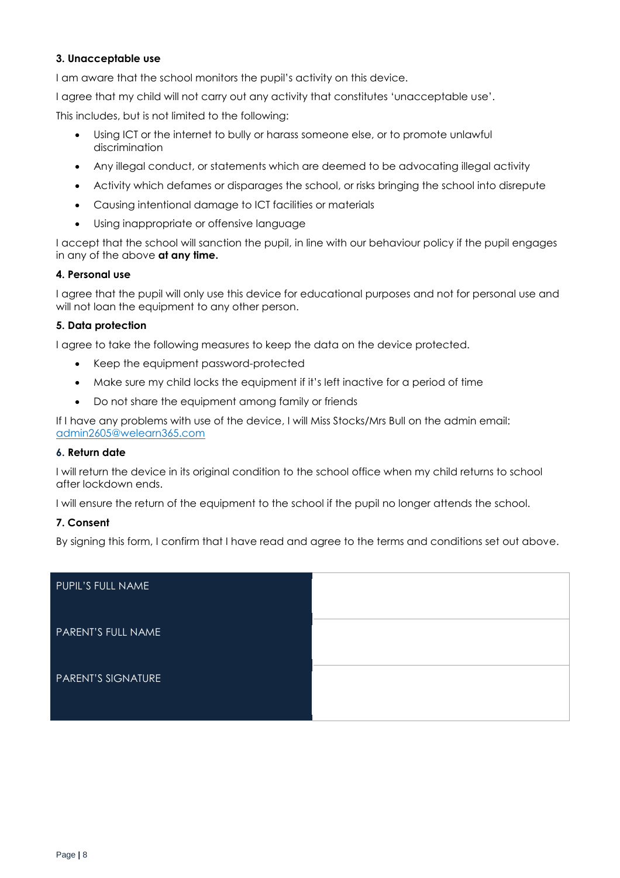**3. Unacceptable use**

I am aware that the school monitors the pupil's activity on this device.

I agree that my child will not carry out any activity that constitutes 'unacceptable use'.

This includes, but is not limited to the following:

- Using ICT or the internet to bully or harass someone else, or to promote unlawful discrimination
- Any illegal conduct, or statements which are deemed to be advocating illegal activity
- Activity which defames or disparages the school, or risks bringing the school into disrepute
- Causing intentional damage to ICT facilities or materials
- Using inappropriate or offensive language

I accept that the school will sanction the pupil, in line with our behaviour policy if the pupil engages in any of the above **at any time.**

**4. Personal use**

I agree that the pupil will only use this device for educational purposes and not for personal use and will not loan the equipment to any other person.

**5. Data protection**

I agree to take the following measures to keep the data on the device protected.

- Keep the equipment password-protected
- Make sure my child locks the equipment if it's left inactive for a period of time
- Do not share the equipment among family or friends

If I have any problems with use of the device, I will Miss Stocks/Mrs Bull on the admin email: admin2605@welearn365.com

**6. Return date**

I will return the device in its original condition to the school office when my child returns to school after lockdown ends.

I will ensure the return of the equipment to the school if the pupil no longer attends the school.

**7. Consent**

By signing this form, I confirm that I have read and agree to the terms and conditions set out above.

| | |
|---|---|
| PUPIL'S FULL NAME | |
| PARENT'S FULL NAME | |
| PARENT'S SIGNATURE | |